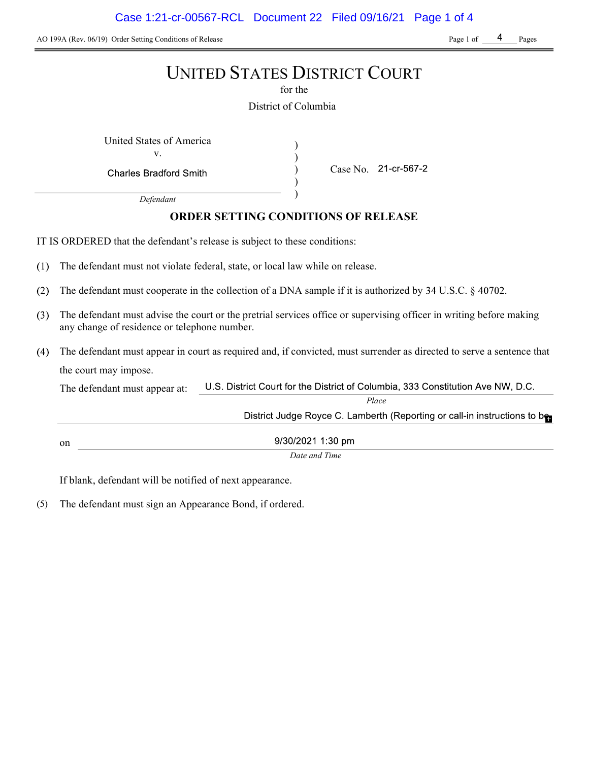AO 199A (Rev. 06/19) Order Setting Conditions of Release

# UNITED STATES DISTRICT COURT

for the

District of Columbia

United States of America
v.
Charles Bradford Smith

*Defendant*

Case No. 21-cr-567-2

## ORDER SETTING CONDITIONS OF RELEASE

IT IS ORDERED that the defendant's release is subject to these conditions:

(1) The defendant must not violate federal, state, or local law while on release.

(2) The defendant must cooperate in the collection of a DNA sample if it is authorized by 34 U.S.C. § 40702.

(3) The defendant must advise the court or the pretrial services office or supervising officer in writing before making any change of residence or telephone number.

(4) The defendant must appear in court as required and, if convicted, must surrender as directed to serve a sentence that the court may impose.

The defendant must appear at: U.S. District Court for the District of Columbia, 333 Constitution Ave NW, D.C.

*Place*

District Judge Royce C. Lamberth (Reporting or call-in instructions to be

on 9/30/2021 1:30 pm

*Date and Time*

If blank, defendant will be notified of next appearance.

(5) The defendant must sign an Appearance Bond, if ordered.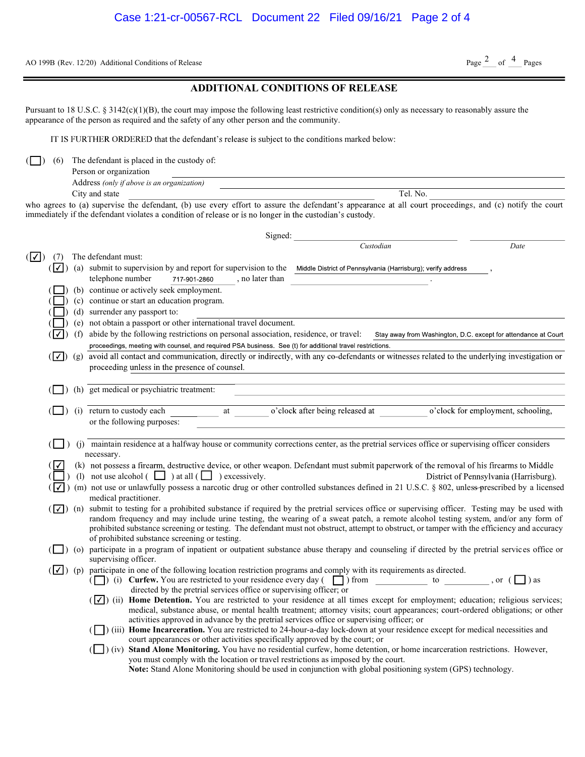AO 199B (Rev. 12/20) Additional Conditions of Release

## ADDITIONAL CONDITIONS OF RELEASE

Pursuant to 18 U.S.C. § 3142(c)(1)(B), the court may impose the following least restrictive condition(s) only as necessary to reasonably assure the appearance of the person as required and the safety of any other person and the community.

IT IS FURTHER ORDERED that the defendant's release is subject to the conditions marked below:

( ☐ ) (6) The defendant is placed in the custody of:
Person or organization \_\_\_\_\_\_\_\_\_\_\_\_\_\_\_\_
Address *(only if above is an organization)* \_\_\_\_\_\_\_\_\_\_\_\_\_\_\_\_
City and state \_\_\_\_\_\_\_\_\_\_\_\_\_\_\_\_ Tel. No. \_\_\_\_\_\_\_\_

who agrees to (a) supervise the defendant, (b) use every effort to assure the defendant's appearance at all court proceedings, and (c) notify the court immediately if the defendant violates a condition of release or is no longer in the custodian's custody.

Signed: \_\_\_\_\_\_\_\_\_\_\_\_\_\_\_\_ \_\_\_\_\_\_\_\_
*Custodian* *Date*

( ☑ ) (7) The defendant must:

- ( ☑ ) (a) submit to supervision by and report for supervision to the Middle District of Pennsylvania (Harrisburg); verify address, telephone number 717-901-2860, no later than \_\_\_\_\_\_\_\_.
- ( ☐ ) (b) continue or actively seek employment.
- ( ☐ ) (c) continue or start an education program.
- ( ☐ ) (d) surrender any passport to: \_\_\_\_\_\_\_\_
- ( ☐ ) (e) not obtain a passport or other international travel document.
- ( ☑ ) (f) abide by the following restrictions on personal association, residence, or travel: Stay away from Washington, D.C. except for attendance at Court proceedings, meeting with counsel, and required PSA business. See (t) for additional travel restrictions.
- ( ☑ ) (g) avoid all contact and communication, directly or indirectly, with any co-defendants or witnesses related to the underlying investigation or proceeding unless in the presence of counsel.
- ( ☐ ) (h) get medical or psychiatric treatment: \_\_\_\_\_\_\_\_
- ( ☐ ) (i) return to custody each \_\_\_\_\_ at \_\_\_\_\_ o'clock after being released at \_\_\_\_\_ o'clock for employment, schooling, or the following purposes: \_\_\_\_\_\_\_\_
- ( ☐ ) (j) maintain residence at a halfway house or community corrections center, as the pretrial services office or supervising officer considers necessary.
- ( ☑ ) (k) not possess a firearm, destructive device, or other weapon. Defendant must submit paperwork of the removal of his firearms to Middle District of Pennsylvania (Harrisburg).
- ( ☐ ) (l) not use alcohol ( ☐ ) at all ( ☐ ) excessively.
- ( ☑ ) (m) not use or unlawfully possess a narcotic drug or other controlled substances defined in 21 U.S.C. § 802, unless prescribed by a licensed medical practitioner.
- ( ☑ ) (n) submit to testing for a prohibited substance if required by the pretrial services office or supervising officer. Testing may be used with random frequency and may include urine testing, the wearing of a sweat patch, a remote alcohol testing system, and/or any form of prohibited substance screening or testing. The defendant must not obstruct, attempt to obstruct, or tamper with the efficiency and accuracy of prohibited substance screening or testing.
- ( ☐ ) (o) participate in a program of inpatient or outpatient substance abuse therapy and counseling if directed by the pretrial services office or supervising officer.
- ( ☑ ) (p) participate in one of the following location restriction programs and comply with its requirements as directed.
  - ( ☐ ) (i) **Curfew.** You are restricted to your residence every day ( ☐ ) from \_\_\_\_\_ to \_\_\_\_\_, or ( ☐ ) as directed by the pretrial services office or supervising officer; or
  - ( ☑ ) (ii) **Home Detention.** You are restricted to your residence at all times except for employment; education; religious services; medical, substance abuse, or mental health treatment; attorney visits; court appearances; court-ordered obligations; or other activities approved in advance by the pretrial services office or supervising officer; or
  - ( ☐ ) (iii) **Home Incarceration.** You are restricted to 24-hour-a-day lock-down at your residence except for medical necessities and court appearances or other activities specifically approved by the court; or
  - ( ☐ ) (iv) **Stand Alone Monitoring.** You have no residential curfew, home detention, or home incarceration restrictions. However, you must comply with the location or travel restrictions as imposed by the court.
    **Note:** Stand Alone Monitoring should be used in conjunction with global positioning system (GPS) technology.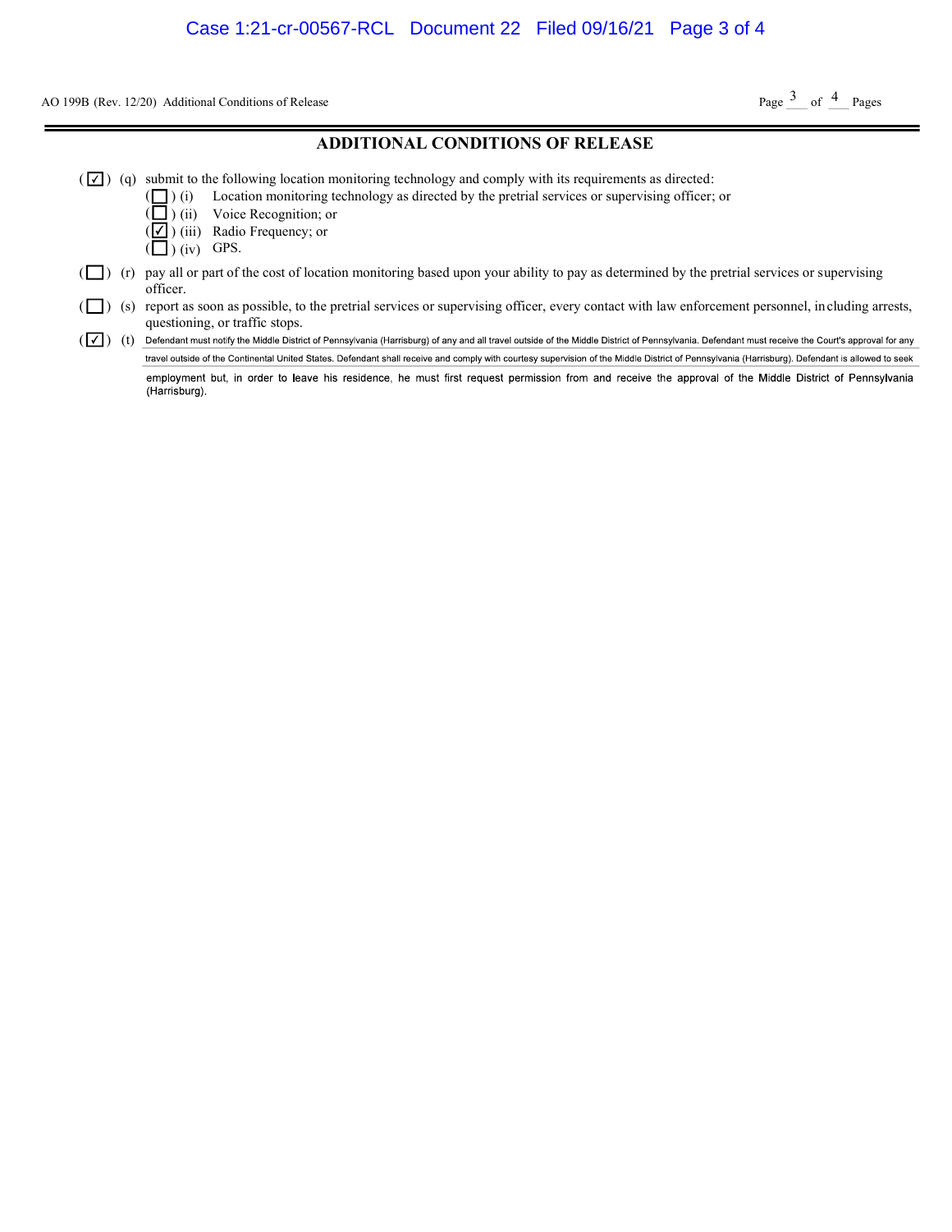AO 199B (Rev. 12/20) Additional Conditions of Release

## ADDITIONAL CONDITIONS OF RELEASE

- ( ☑ ) (q) submit to the following location monitoring technology and comply with its requirements as directed:
  - ( ☐ ) (i) Location monitoring technology as directed by the pretrial services or supervising officer; or
  - ( ☐ ) (ii) Voice Recognition; or
  - ( ☑ ) (iii) Radio Frequency; or
  - ( ☐ ) (iv) GPS.
- ( ☐ ) (r) pay all or part of the cost of location monitoring based upon your ability to pay as determined by the pretrial services or supervising officer.
- ( ☐ ) (s) report as soon as possible, to the pretrial services or supervising officer, every contact with law enforcement personnel, including arrests, questioning, or traffic stops.
- ( ☑ ) (t) Defendant must notify the Middle District of Pennsylvania (Harrisburg) of any and all travel outside of the Middle District of Pennsylvania. Defendant must receive the Court's approval for any travel outside of the Continental United States. Defendant shall receive and comply with courtesy supervision of the Middle District of Pennsylvania (Harrisburg). Defendant is allowed to seek employment but, in order to leave his residence, he must first request permission from and receive the approval of the Middle District of Pennsylvania (Harrisburg).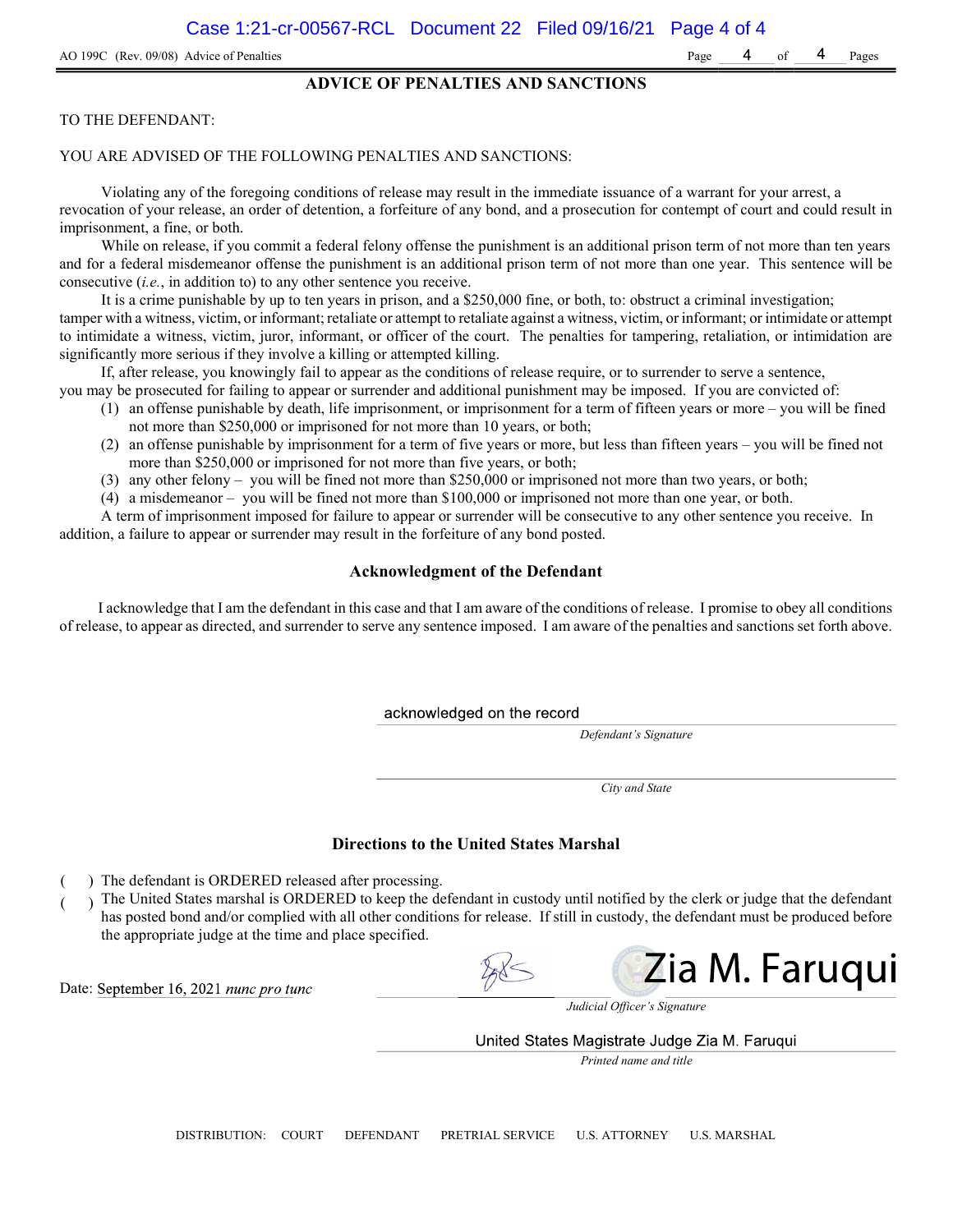AO 199C (Rev. 09/08) Advice of Penalties

## ADVICE OF PENALTIES AND SANCTIONS

TO THE DEFENDANT:

YOU ARE ADVISED OF THE FOLLOWING PENALTIES AND SANCTIONS:

Violating any of the foregoing conditions of release may result in the immediate issuance of a warrant for your arrest, a revocation of your release, an order of detention, a forfeiture of any bond, and a prosecution for contempt of court and could result in imprisonment, a fine, or both.

While on release, if you commit a federal felony offense the punishment is an additional prison term of not more than ten years and for a federal misdemeanor offense the punishment is an additional prison term of not more than one year. This sentence will be consecutive (*i.e.*, in addition to) to any other sentence you receive.

It is a crime punishable by up to ten years in prison, and a $250,000 fine, or both, to: obstruct a criminal investigation; tamper with a witness, victim, or informant; retaliate or attempt to retaliate against a witness, victim, or informant; or intimidate or attempt to intimidate a witness, victim, juror, informant, or officer of the court. The penalties for tampering, retaliation, or intimidation are significantly more serious if they involve a killing or attempted killing.

If, after release, you knowingly fail to appear as the conditions of release require, or to surrender to serve a sentence, you may be prosecuted for failing to appear or surrender and additional punishment may be imposed. If you are convicted of:

(1) an offense punishable by death, life imprisonment, or imprisonment for a term of fifteen years or more – you will be fined not more than $250,000 or imprisoned for not more than 10 years, or both;
(2) an offense punishable by imprisonment for a term of five years or more, but less than fifteen years – you will be fined not more than $250,000 or imprisoned for not more than five years, or both;
(3) any other felony – you will be fined not more than $250,000 or imprisoned not more than two years, or both;
(4) a misdemeanor – you will be fined not more than $100,000 or imprisoned not more than one year, or both.

A term of imprisonment imposed for failure to appear or surrender will be consecutive to any other sentence you receive. In addition, a failure to appear or surrender may result in the forfeiture of any bond posted.

### Acknowledgment of the Defendant

I acknowledge that I am the defendant in this case and that I am aware of the conditions of release. I promise to obey all conditions of release, to appear as directed, and surrender to serve any sentence imposed. I am aware of the penalties and sanctions set forth above.

acknowledged on the record
*Defendant's Signature*

*City and State*

### Directions to the United States Marshal

( ) The defendant is ORDERED released after processing.
( ) The United States marshal is ORDERED to keep the defendant in custody until notified by the clerk or judge that the defendant has posted bond and/or complied with all other conditions for release. If still in custody, the defendant must be produced before the appropriate judge at the time and place specified.

Date: September 16, 2021 *nunc pro tunc*

Zia M. Faruqui
*Judicial Officer's Signature*

United States Magistrate Judge Zia M. Faruqui
*Printed name and title*

DISTRIBUTION: COURT DEFENDANT PRETRIAL SERVICE U.S. ATTORNEY U.S. MARSHAL